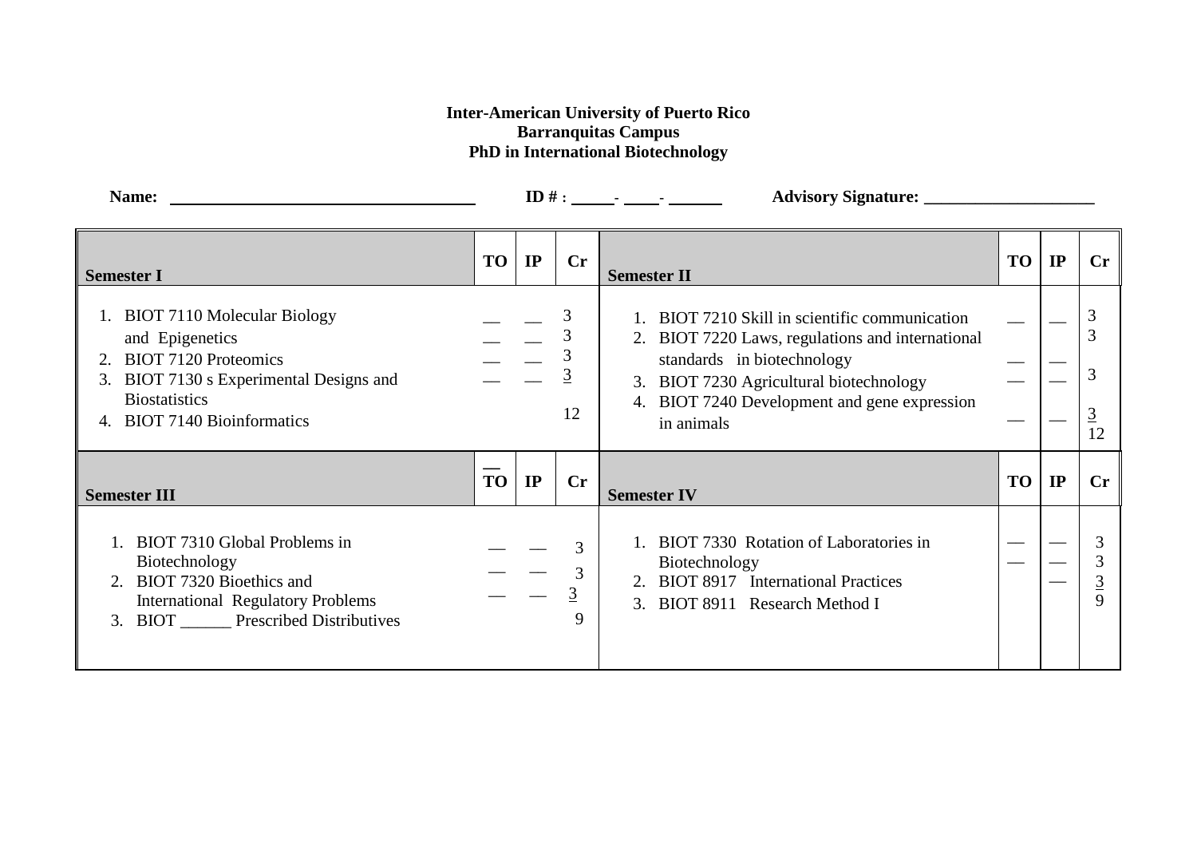**Inter-American University of Puerto Rico**
**Barranquitas Campus**
**PhD in International Biotechnology**

**Name:** ___________________________________ **ID # :** _____- ____- ______ **Advisory Signature:** ____________________

| Semester I | TO | IP | Cr | Semester II | TO | IP | Cr |
|---|---|---|---|---|---|---|---|
| 1. BIOT 7110 Molecular Biology and Epigenetics | __ | __ | 3 | 1. BIOT 7210 Skill in scientific communication | __ | __ | 3 |
| 2. BIOT 7120 Proteomics | __ | __ | 3 | 2. BIOT 7220 Laws, regulations and international standards in biotechnology | __ | __ | 3 |
| 3. BIOT 7130 s Experimental Designs and Biostatistics | __ | __ | 3 | 3. BIOT 7230 Agricultural biotechnology | __ | __ | 3 |
| 4. BIOT 7140 Bioinformatics | __ | __ | 3 | 4. BIOT 7240 Development and gene expression in animals | __ | __ | 3 |
| | | | 12 | | | | 12 |
| **Semester III** | **TO** | **IP** | **Cr** | **Semester IV** | **TO** | **IP** | **Cr** |
| 1. BIOT 7310 Global Problems in Biotechnology | __ | __ | 3 | 1. BIOT 7330 Rotation of Laboratories in Biotechnology | __ | __ | 3 |
| 2. BIOT 7320 Bioethics and International Regulatory Problems | __ | __ | 3 | 2. BIOT 8917 International Practices | __ | __ | 3 |
| 3. BIOT ______ Prescribed Distributives | __ | __ | 3 | 3. BIOT 8911 Research Method I | | __ | 3 |
| | | | 9 | | | | 9 |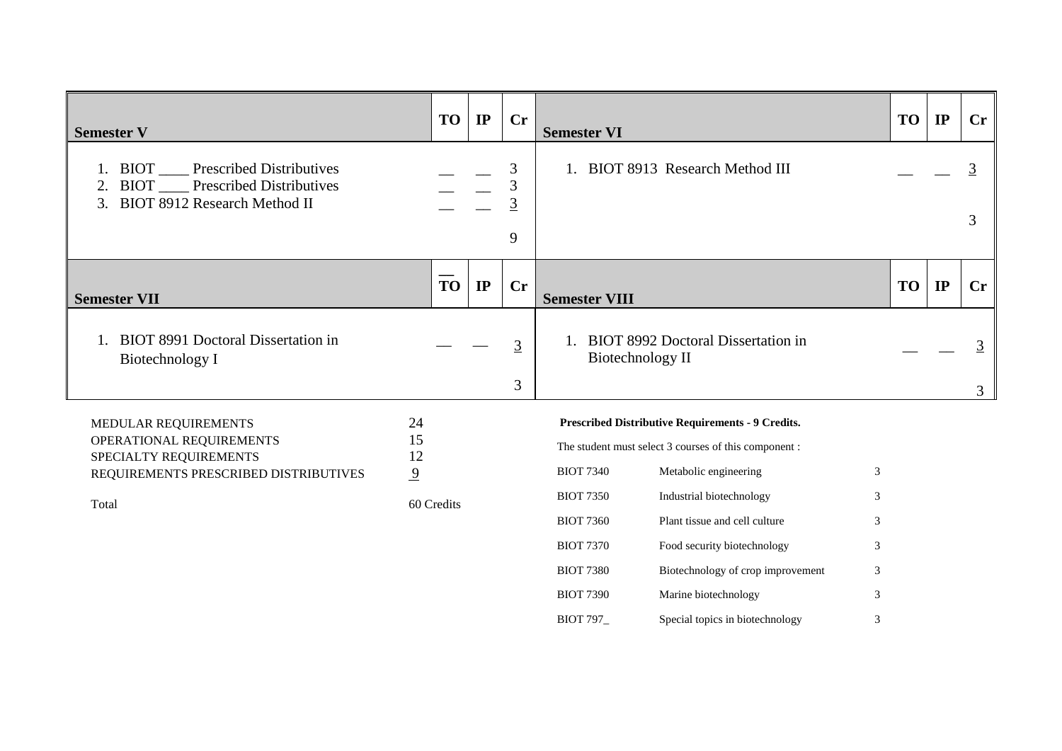| Semester V | TO | IP | Cr | Semester VI | TO | IP | Cr |
|---|---|---|---|---|---|---|---|
| 1. BIOT ____ Prescribed Distributives | __ | __ | 3 | 1. BIOT 8913 Research Method III | __ | __ | 3 |
| 2. BIOT ____ Prescribed Distributives | __ | __ | 3 | | | | |
| 3. BIOT 8912 Research Method II | __ | __ | 3 | | | | |
| | | | 9 | | | | 3 |

| Semester VII | TO | IP | Cr | Semester VIII | TO | IP | Cr |
|---|---|---|---|---|---|---|---|
| 1. BIOT 8991 Doctoral Dissertation in Biotechnology I | __ | __ | 3 | 1. BIOT 8992 Doctoral Dissertation in Biotechnology II | __ | __ | 3 |
| | | | 3 | | | | 3 |

| | |
|---|---|
| MEDULAR REQUIREMENTS | 24 |
| OPERATIONAL REQUIREMENTS | 15 |
| SPECIALTY REQUIREMENTS | 12 |
| REQUIREMENTS PRESCRIBED DISTRIBUTIVES | 9 |
| Total | 60 Credits |

**Prescribed Distributive Requirements - 9 Credits.**

The student must select 3 courses of this component :

| | | |
|---|---|---|
| BIOT 7340 | Metabolic engineering | 3 |
| BIOT 7350 | Industrial biotechnology | 3 |
| BIOT 7360 | Plant tissue and cell culture | 3 |
| BIOT 7370 | Food security biotechnology | 3 |
| BIOT 7380 | Biotechnology of crop improvement | 3 |
| BIOT 7390 | Marine biotechnology | 3 |
| BIOT 797_ | Special topics in biotechnology | 3 |